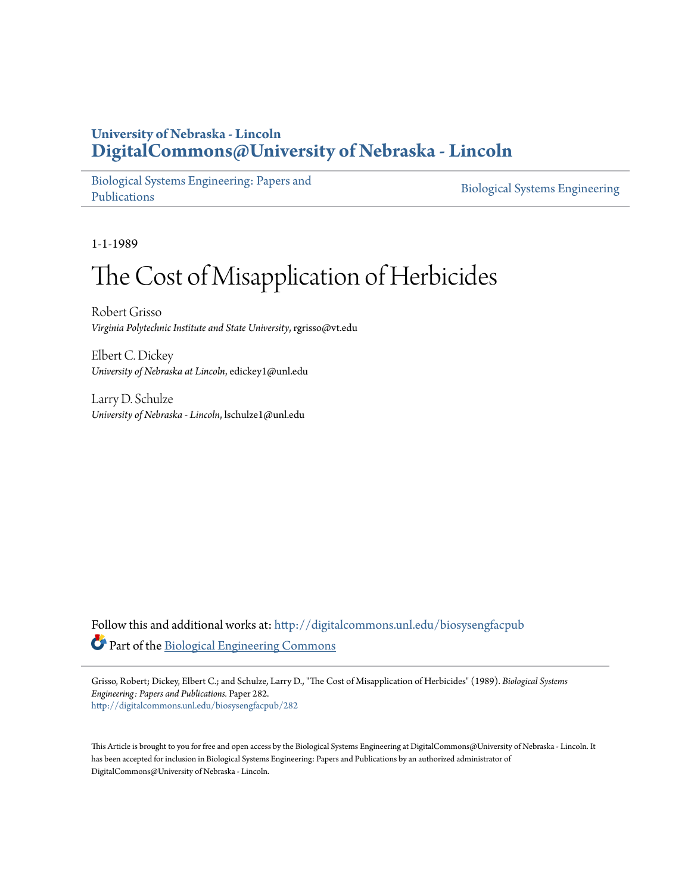University of Nebraska - Lincoln
**DigitalCommons@University of Nebraska - Lincoln**

Biological Systems Engineering: Papers and Publications | Biological Systems Engineering

1-1-1989

# The Cost of Misapplication of Herbicides

Robert Grisso
*Virginia Polytechnic Institute and State University*, rgrisso@vt.edu

Elbert C. Dickey
*University of Nebraska at Lincoln*, edickey1@unl.edu

Larry D. Schulze
*University of Nebraska - Lincoln*, lschulze1@unl.edu

Follow this and additional works at: http://digitalcommons.unl.edu/biosysengfacpub

Part of the Biological Engineering Commons

Grisso, Robert; Dickey, Elbert C.; and Schulze, Larry D., "The Cost of Misapplication of Herbicides" (1989). *Biological Systems Engineering: Papers and Publications.* Paper 282.
http://digitalcommons.unl.edu/biosysengfacpub/282

This Article is brought to you for free and open access by the Biological Systems Engineering at DigitalCommons@University of Nebraska - Lincoln. It has been accepted for inclusion in Biological Systems Engineering: Papers and Publications by an authorized administrator of DigitalCommons@University of Nebraska - Lincoln.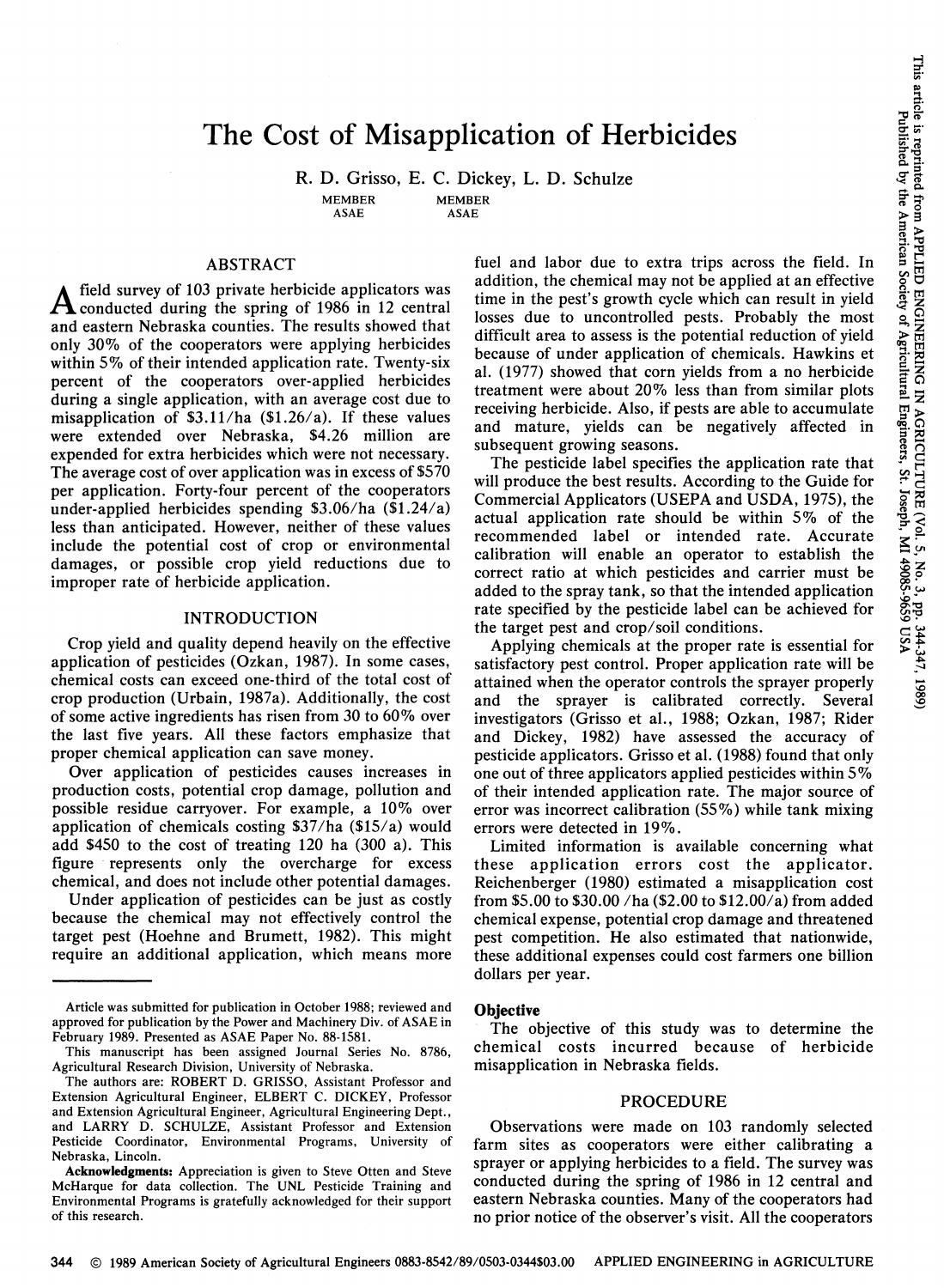# The Cost of Misapplication of Herbicides

R. D. Grisso, E. C. Dickey, L. D. Schulze

MEMBER ASAE     MEMBER ASAE

## ABSTRACT

A field survey of 103 private herbicide applicators was conducted during the spring of 1986 in 12 central and eastern Nebraska counties. The results showed that only 30% of the cooperators were applying herbicides within 5% of their intended application rate. Twenty-six percent of the cooperators over-applied herbicides during a single application, with an average cost due to misapplication of \$3.11/ha (\$1.26/a). If these values were extended over Nebraska, \$4.26 million are expended for extra herbicides which were not necessary. The average cost of over application was in excess of \$570 per application. Forty-four percent of the cooperators under-applied herbicides spending \$3.06/ha (\$1.24/a) less than anticipated. However, neither of these values include the potential cost of crop or environmental damages, or possible crop yield reductions due to improper rate of herbicide application.

## INTRODUCTION

Crop yield and quality depend heavily on the effective application of pesticides (Ozkan, 1987). In some cases, chemical costs can exceed one-third of the total cost of crop production (Urbain, 1987a). Additionally, the cost of some active ingredients has risen from 30 to 60% over the last five years. All these factors emphasize that proper chemical application can save money.

Over application of pesticides causes increases in production costs, potential crop damage, pollution and possible residue carryover. For example, a 10% over application of chemicals costing \$37/ha (\$15/a) would add \$450 to the cost of treating 120 ha (300 a). This figure represents only the overcharge for excess chemical, and does not include other potential damages.

Under application of pesticides can be just as costly because the chemical may not effectively control the target pest (Hoehne and Brumett, 1982). This might require an additional application, which means more fuel and labor due to extra trips across the field. In addition, the chemical may not be applied at an effective time in the pest's growth cycle which can result in yield losses due to uncontrolled pests. Probably the most difficult area to assess is the potential reduction of yield because of under application of chemicals. Hawkins et al. (1977) showed that corn yields from a no herbicide treatment were about 20% less than from similar plots receiving herbicide. Also, if pests are able to accumulate and mature, yields can be negatively affected in subsequent growing seasons.

The pesticide label specifies the application rate that will produce the best results. According to the Guide for Commercial Applicators (USEPA and USDA, 1975), the actual application rate should be within 5% of the recommended label or intended rate. Accurate calibration will enable an operator to establish the correct ratio at which pesticides and carrier must be added to the spray tank, so that the intended application rate specified by the pesticide label can be achieved for the target pest and crop/soil conditions.

Applying chemicals at the proper rate is essential for satisfactory pest control. Proper application rate will be attained when the operator controls the sprayer properly and the sprayer is calibrated correctly. Several investigators (Grisso et al., 1988; Ozkan, 1987; Rider and Dickey, 1982) have assessed the accuracy of pesticide applicators. Grisso et al. (1988) found that only one out of three applicators applied pesticides within 5% of their intended application rate. The major source of error was incorrect calibration (55%) while tank mixing errors were detected in 19%.

Limited information is available concerning what these application errors cost the applicator. Reichenberger (1980) estimated a misapplication cost from \$5.00 to \$30.00 /ha (\$2.00 to \$12.00/a) from added chemical expense, potential crop damage and threatened pest competition. He also estimated that nationwide, these additional expenses could cost farmers one billion dollars per year.

### Objective

The objective of this study was to determine the chemical costs incurred because of herbicide misapplication in Nebraska fields.

## PROCEDURE

Observations were made on 103 randomly selected farm sites as cooperators were either calibrating a sprayer or applying herbicides to a field. The survey was conducted during the spring of 1986 in 12 central and eastern Nebraska counties. Many of the cooperators had no prior notice of the observer's visit. All the cooperators

---

Article was submitted for publication in October 1988; reviewed and approved for publication by the Power and Machinery Div. of ASAE in February 1989. Presented as ASAE Paper No. 88-1581.

This manuscript has been assigned Journal Series No. 8786, Agricultural Research Division, University of Nebraska.

The authors are: ROBERT D. GRISSO, Assistant Professor and Extension Agricultural Engineer, ELBERT C. DICKEY, Professor and Extension Agricultural Engineer, Agricultural Engineering Dept., and LARRY D. SCHULZE, Assistant Professor and Extension Pesticide Coordinator, Environmental Programs, University of Nebraska, Lincoln.

**Acknowledgments:** Appreciation is given to Steve Otten and Steve McHarque for data collection. The UNL Pesticide Training and Environmental Programs is gratefully acknowledged for their support of this research.

© 1989 American Society of Agricultural Engineers 0883-8542/89/0503-0344\$03.00

This article is reprinted from APPLIED ENGINEERING IN AGRICULTURE (Vol. 5, No. 3, pp. 344-347, 1989) Published by the American Society of Agricultural Engineers, St. Joseph, MI 49085-9659 USA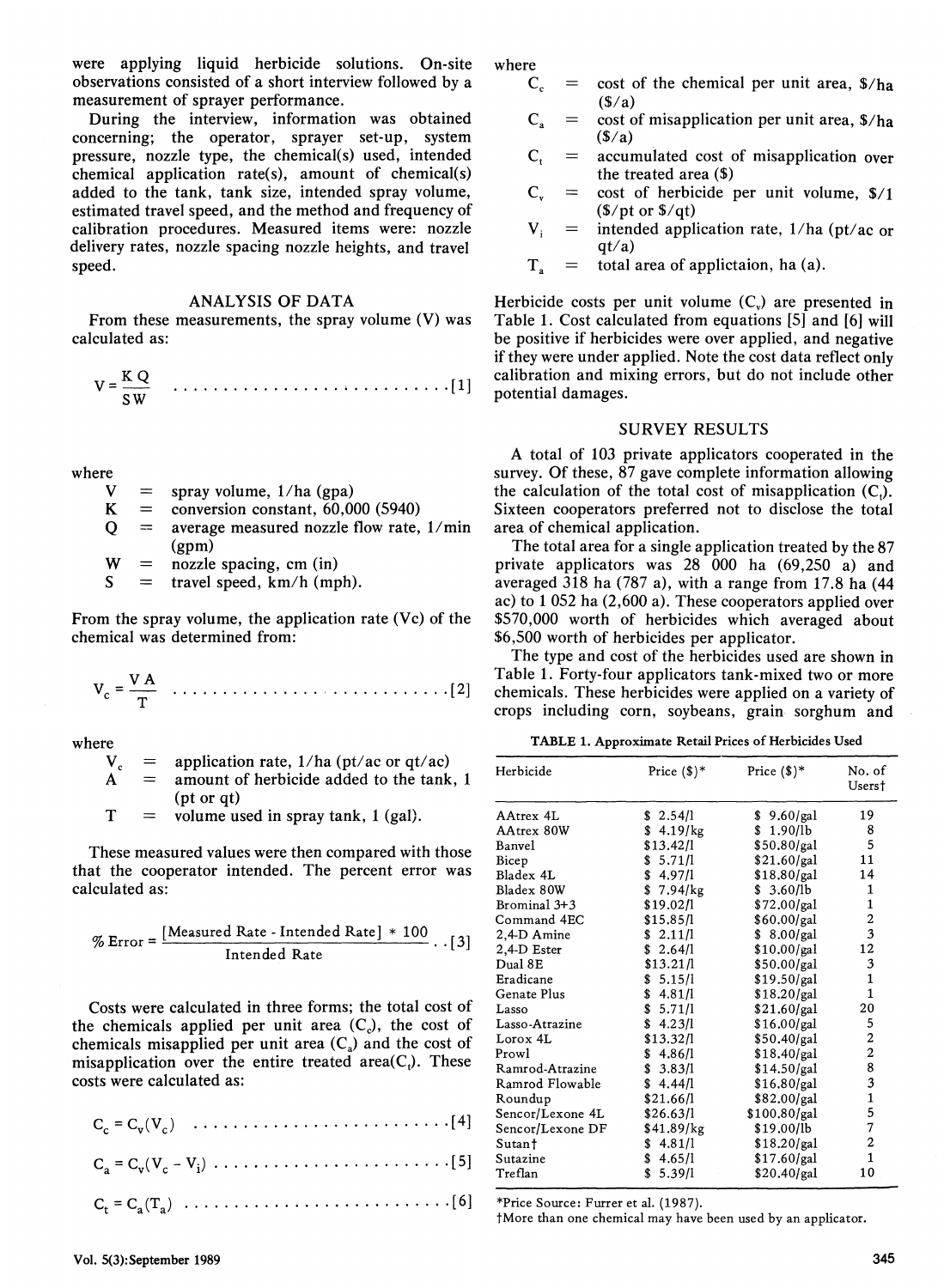were applying liquid herbicide solutions. On-site observations consisted of a short interview followed by a measurement of sprayer performance.

During the interview, information was obtained concerning; the operator, sprayer set-up, system pressure, nozzle type, the chemical(s) used, intended chemical application rate(s), amount of chemical(s) added to the tank, tank size, intended spray volume, estimated travel speed, and the method and frequency of calibration procedures. Measured items were: nozzle delivery rates, nozzle spacing nozzle heights, and travel speed.

## ANALYSIS OF DATA

From these measurements, the spray volume (V) was calculated as:

$$V = \frac{K\,Q}{S\,W} \quad \ldots\ldots\ldots\ldots\ldots\ldots\ldots\ldots\ldots [1]$$

where

- $V$ = spray volume, l/ha (gpa)
- $K$ = conversion constant, 60,000 (5940)
- $Q$ = average measured nozzle flow rate, l/min (gpm)
- $W$ = nozzle spacing, cm (in)
- $S$ = travel speed, km/h (mph).

From the spray volume, the application rate (Vc) of the chemical was determined from:

$$V_c = \frac{V\,A}{T} \quad \ldots\ldots\ldots\ldots\ldots\ldots\ldots\ldots\ldots [2]$$

where

- $V_c$ = application rate, l/ha (pt/ac or qt/ac)
- $A$ = amount of herbicide added to the tank, l (pt or qt)
- $T$ = volume used in spray tank, l (gal).

These measured values were then compared with those that the cooperator intended. The percent error was calculated as:

$$\%\ \text{Error} = \frac{[\text{Measured Rate} - \text{Intended Rate}] * 100}{\text{Intended Rate}} \quad \ldots [3]$$

Costs were calculated in three forms; the total cost of the chemicals applied per unit area ($C_c$), the cost of chemicals misapplied per unit area ($C_a$) and the cost of misapplication over the entire treated area($C_t$). These costs were calculated as:

$$C_c = C_v(V_c) \quad \ldots\ldots\ldots\ldots\ldots\ldots\ldots\ldots\ldots [4]$$

$$C_a = C_v(V_c - V_i) \quad \ldots\ldots\ldots\ldots\ldots\ldots\ldots\ldots [5]$$

$$C_t = C_a(T_a) \quad \ldots\ldots\ldots\ldots\ldots\ldots\ldots\ldots\ldots [6]$$

where

- $C_c$ = cost of the chemical per unit area, \$/ha (\$/a)
- $C_a$ = cost of misapplication per unit area, \$/ha (\$/a)
- $C_t$ = accumulated cost of misapplication over the treated area (\$)
- $C_v$ = cost of herbicide per unit volume, \$/l (\$/pt or \$/qt)
- $V_i$ = intended application rate, l/ha (pt/ac or qt/a)
- $T_a$ = total area of applictaion, ha (a).

Herbicide costs per unit volume ($C_v$) are presented in Table 1. Cost calculated from equations [5] and [6] will be positive if herbicides were over applied, and negative if they were under applied. Note the cost data reflect only calibration and mixing errors, but do not include other potential damages.

## SURVEY RESULTS

A total of 103 private applicators cooperated in the survey. Of these, 87 gave complete information allowing the calculation of the total cost of misapplication ($C_t$). Sixteen cooperators preferred not to disclose the total area of chemical application.

The total area for a single application treated by the 87 private applicators was 28 000 ha (69,250 a) and averaged 318 ha (787 a), with a range from 17.8 ha (44 ac) to 1 052 ha (2,600 a). These cooperators applied over $570,000 worth of herbicides which averaged about $6,500 worth of herbicides per applicator.

The type and cost of the herbicides used are shown in Table 1. Forty-four applicators tank-mixed two or more chemicals. These herbicides were applied on a variety of crops including corn, soybeans, grain sorghum and

**TABLE 1. Approximate Retail Prices of Herbicides Used**

| Herbicide | Price ($)* | Price ($)* | No. of Users† |
|---|---|---|---|
| AAtrex 4L | $ 2.54/l | $ 9.60/gal | 19 |
| AAtrex 80W | $ 4.19/kg | $ 1.90/lb | 8 |
| Banvel | $13.42/l | $50.80/gal | 5 |
| Bicep | $ 5.71/l | $21.60/gal | 11 |
| Bladex 4L | $ 4.97/l | $18.80/gal | 14 |
| Bladex 80W | $ 7.94/kg | $ 3.60/lb | 1 |
| Brominal 3+3 | $19.02/l | $72.00/gal | 1 |
| Command 4EC | $15.85/l | $60.00/gal | 2 |
| 2,4-D Amine | $ 2.11/l | $ 8.00/gal | 3 |
| 2,4-D Ester | $ 2.64/l | $10.00/gal | 12 |
| Dual 8E | $13.21/l | $50.00/gal | 3 |
| Eradicane | $ 5.15/l | $19.50/gal | 1 |
| Genate Plus | $ 4.81/l | $18.20/gal | 1 |
| Lasso | $ 5.71/l | $21.60/gal | 20 |
| Lasso-Atrazine | $ 4.23/l | $16.00/gal | 5 |
| Lorox 4L | $13.32/l | $50.40/gal | 2 |
| Prowl | $ 4.86/l | $18.40/gal | 2 |
| Ramrod-Atrazine | $ 3.83/l | $14.50/gal | 8 |
| Ramrod Flowable | $ 4.44/l | $16.80/gal | 3 |
| Roundup | $21.66/l | $82.00/gal | 1 |
| Sencor/Lexone 4L | $26.63/l | $100.80/gal | 5 |
| Sencor/Lexone DF | $41.89/kg | $19.00/lb | 7 |
| Sutan† | $ 4.81/l | $18.20/gal | 2 |
| Sutazine | $ 4.65/l | $17.60/gal | 1 |
| Treflan | $ 5.39/l | $20.40/gal | 10 |

*Price Source: Furrer et al. (1987).
†More than one chemical may have been used by an applicator.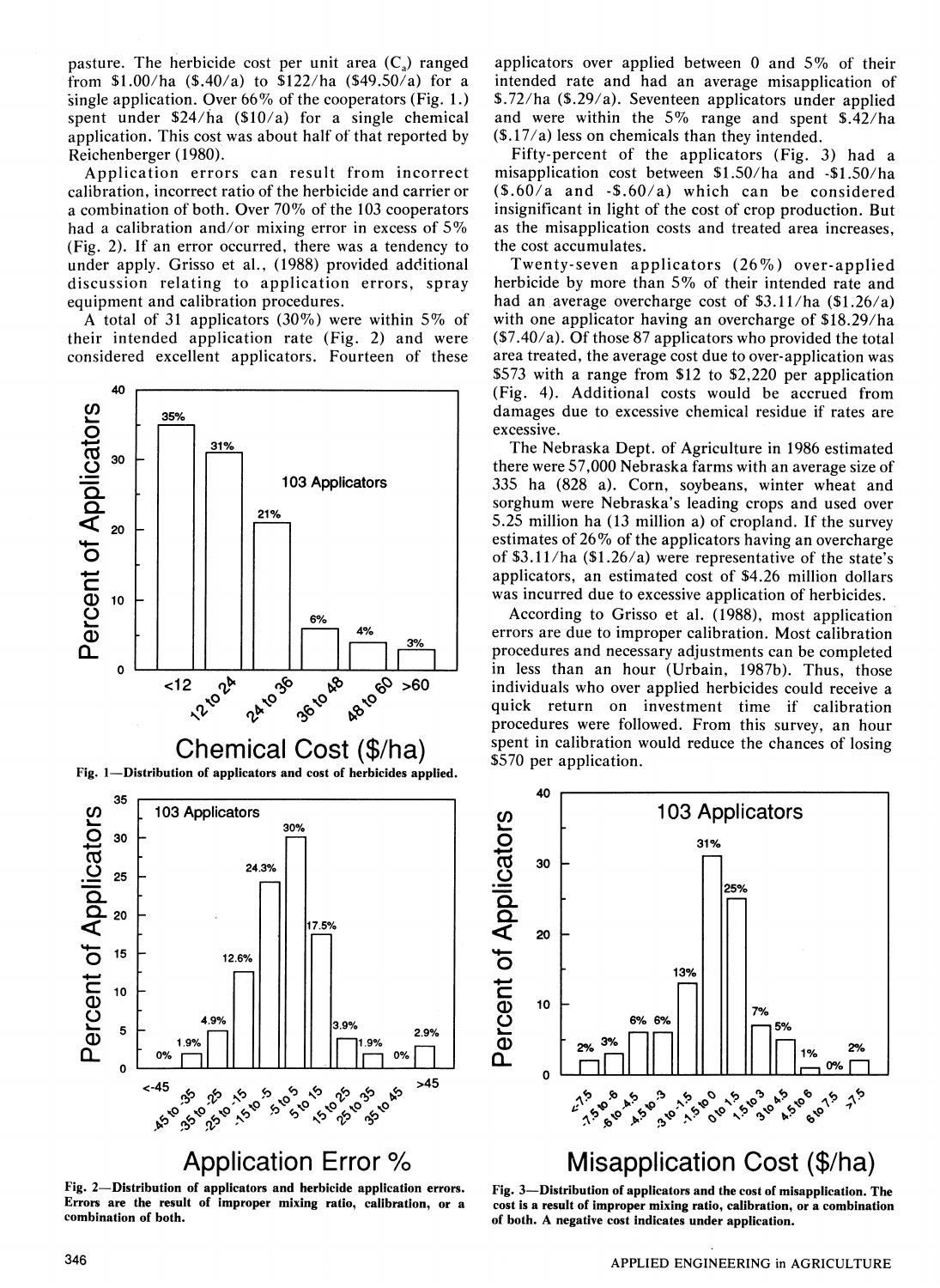pasture. The herbicide cost per unit area ($C_a$) ranged from $1.00/ha ($.40/a) to $122/ha ($49.50/a) for a single application. Over 66% of the cooperators (Fig. 1.) spent under $24/ha ($10/a) for a single chemical application. This cost was about half of that reported by Reichenberger (1980).

Application errors can result from incorrect calibration, incorrect ratio of the herbicide and carrier or a combination of both. Over 70% of the 103 cooperators had a calibration and/or mixing error in excess of 5% (Fig. 2). If an error occurred, there was a tendency to under apply. Grisso et al., (1988) provided additional discussion relating to application errors, spray equipment and calibration procedures.

A total of 31 applicators (30%) were within 5% of their intended application rate (Fig. 2) and were considered excellent applicators. Fourteen of these applicators over applied between 0 and 5% of their intended rate and had an average misapplication of $.72/ha ($.29/a). Seventeen applicators under applied and were within the 5% range and spent $.42/ha ($.17/a) less on chemicals than they intended.

Fifty-percent of the applicators (Fig. 3) had a misapplication cost between $1.50/ha and -$1.50/ha ($.60/a and -$.60/a) which can be considered insignificant in light of the cost of crop production. But as the misapplication costs and treated area increases, the cost accumulates.

Twenty-seven applicators (26%) over-applied herbicide by more than 5% of their intended rate and had an average overcharge cost of $3.11/ha ($1.26/a) with one applicator having an overcharge of $18.29/ha ($7.40/a). Of those 87 applicators who provided the total area treated, the average cost due to over-application was $573 with a range from $12 to $2,220 per application (Fig. 4). Additional costs would be accrued from damages due to excessive chemical residue if rates are excessive.

The Nebraska Dept. of Agriculture in 1986 estimated there were 57,000 Nebraska farms with an average size of 335 ha (828 a). Corn, soybeans, winter wheat and sorghum were Nebraska's leading crops and used over 5.25 million ha (13 million a) of cropland. If the survey estimates of 26% of the applicators having an overcharge of $3.11/ha ($1.26/a) were representative of the state's applicators, an estimated cost of $4.26 million dollars was incurred due to excessive application of herbicides.

According to Grisso et al. (1988), most application errors are due to improper calibration. Most calibration procedures and necessary adjustments can be completed in less than an hour (Urbain, 1987b). Thus, those individuals who over applied herbicides could receive a quick return on investment time if calibration procedures were followed. From this survey, an hour spent in calibration would reduce the chances of losing $570 per application.

| Chemical Cost ($/ha) | <12 | 12 to 24 | 24 to 36 | 36 to 48 | 48 to 60 | >60 |
|---|---|---|---|---|---|---|
| Percent of Applicators (103 Applicators) | 35% | 31% | 21% | 6% | 4% | 3% |

Fig. 1—Distribution of applicators and cost of herbicides applied.

| Application Error % | <-45 | -45 to -35 | -35 to -25 | -25 to -15 | -15 to -5 | -5 to 5 | 5 to 15 | 15 to 25 | 25 to 35 | 35 to 45 | >45 |
|---|---|---|---|---|---|---|---|---|---|---|---|
| Percent of Applicators (103 Applicators) | 0% | 1.9% | 4.9% | 12.6% | 24.3% | 30% | 17.5% | 3.9% | 1.9% | 0% | 2.9% |

Fig. 2—Distribution of applicators and herbicide application errors. Errors are the result of improper mixing ratio, calibration, or a combination of both.

| Misapplication Cost ($/ha) | <-7.5 | -7.5 to -6 | -6 to -4.5 | -4.5 to -3 | -3 to -1.5 | -1.5 to 0 | 0 to 1.5 | 1.5 to 3 | 3 to 4.5 | 4.5 to 6 | 6 to 7.5 | >7.5 |
|---|---|---|---|---|---|---|---|---|---|---|---|---|
| Percent of Applicators (103 Applicators) | 2% | 3% | 6% | 6% | 13% | 31% | 25% | 7% | 5% | 1% | 0% | 2% |

Fig. 3—Distribution of applicators and the cost of misapplication. The cost is a result of improper mixing ratio, calibration, or a combination of both. A negative cost indicates under application.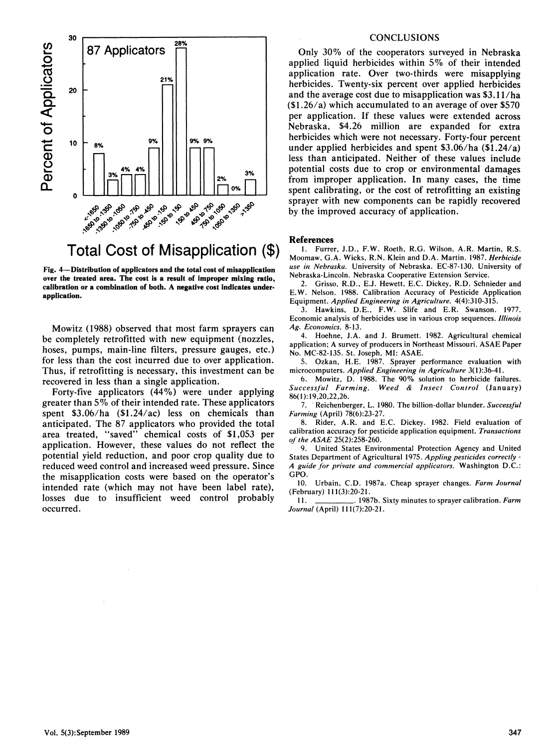30

20

10

0

87 Applicators

28%

21%

9%

9% 9%

8%

3% 4% 4%

2%

0%

3%

Percent of Applicators

<-1650
-1650 to -1350
-1350 to -1050
-1050 to -750
-750 to -450
-450 to -150
-150 to 150
150 to 450
450 to 750
750 to 1050
1050 to 1350
>1350

Total Cost of Misapplication ($)

**Fig. 4—Distribution of applicators and the total cost of misapplication over the treated area. The cost is a result of improper mixing ratio, calibration or a combination of both. A negative cost indicates under-application.**

Mowitz (1988) observed that most farm sprayers can be completely retrofitted with new equipment (nozzles, hoses, pumps, main-line filters, pressure gauges, etc.) for less than the cost incurred due to over application. Thus, if retrofitting is necessary, this investment can be recovered in less than a single application.

Forty-five applicators (44%) were under applying greater than 5% of their intended rate. These applicators spent $3.06/ha ($1.24/ac) less on chemicals than anticipated. The 87 applicators who provided the total area treated, "saved" chemical costs of $1,053 per application. However, these values do not reflect the potential yield reduction, and poor crop quality due to reduced weed control and increased weed pressure. Since the misapplication costs were based on the operator's intended rate (which may not have been label rate), losses due to insufficient weed control probably occurred.

## CONCLUSIONS

Only 30% of the cooperators surveyed in Nebraska applied liquid herbicides within 5% of their intended application rate. Over two-thirds were misapplying herbicides. Twenty-six percent over applied herbicides and the average cost due to misapplication was $3.11/ha ($1.26/a) which accumulated to an average of over $570 per application. If these values were extended across Nebraska, $4.26 million are expanded for extra herbicides which were not necessary. Forty-four percent under applied herbicides and spent $3.06/ha ($1.24/a) less than anticipated. Neither of these values include potential costs due to crop or environmental damages from improper application. In many cases, the time spent calibrating, or the cost of retrofitting an existing sprayer with new components can be rapidly recovered by the improved accuracy of application.

### References

1. Furrer, J.D., F.W. Roeth, R.G. Wilson, A.R. Martin, R.S. Moomaw, G.A. Wicks, R.N. Klein and D.A. Martin. 1987. *Herbicide use in Nebraska.* University of Nebraska. EC-87-130. University of Nebraska-Lincoln. Nebraska Cooperative Extension Service.
2. Grisso, R.D., E.J. Hewett, E.C. Dickey, R.D. Schnieder and E.W. Nelson. 1988. Calibration Accuracy of Pesticide Application Equipment. *Applied Engineering in Agriculture.* 4(4):310-315.
3. Hawkins, D.E., F.W. Slife and E.R. Swanson. 1977. Economic analysis of herbicides use in various crop sequences. *Illinois Ag. Economics,* 8-13.
4. Hoehne, J.A. and J. Brumett. 1982. Agricultural chemical application; A survey of producers in Northeast Missouri. ASAE Paper No. MC-82-135. St. Joseph, MI: ASAE.
5. Ozkan, H.E. 1987. Sprayer performance evaluation with microcomputers. *Applied Engineering in Agriculture* 3(1):36-41.
6. Mowitz, D. 1988. The 90% solution to herbicide failures. *Successful Farming, Weed & Insect Control* (January) 86(1):19,20,22,26.
7. Reichenberger, L. 1980. The billion-dollar blunder. *Successful Farming* (April) 78(6):23-27.
8. Rider, A.R. and E.C. Dickey. 1982. Field evaluation of calibration accuracy for pesticide application equipment. *Transactions of the ASAE* 25(2):258-260.
9. United States Environmental Protection Agency and United States Department of Agricultural 1975. *Appling pesticides correctly - A guide for private and commercial applicators.* Washington D.C.: GPO.
10. Urbain, C.D. 1987a. Cheap sprayer changes. *Farm Journal* (February) 111(3):20-21.
11. ________. 1987b. Sixty minutes to sprayer calibration. *Farm Journal* (April) 111(7):20-21.